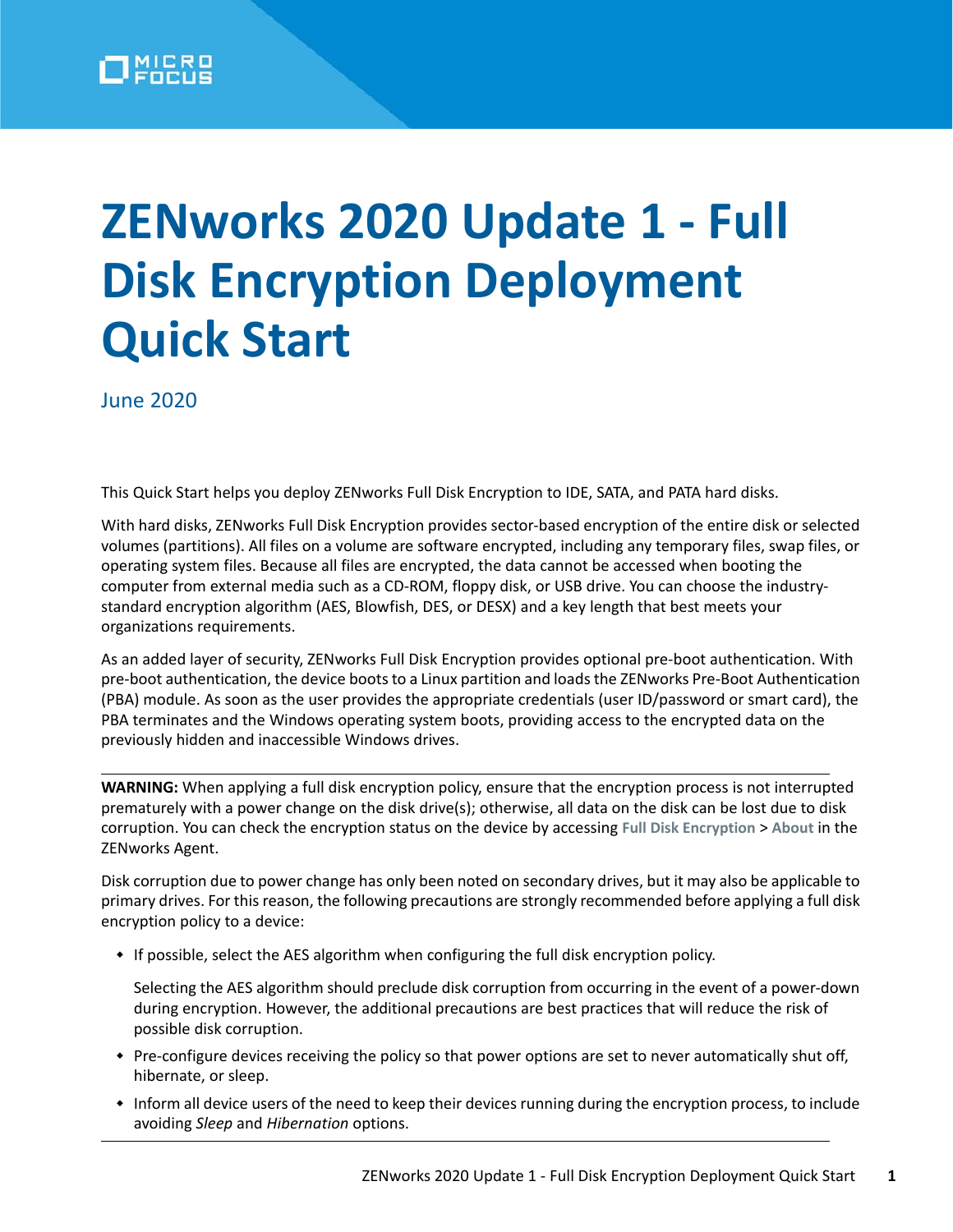# ZENworks 2020 Update 1 - Full Disk Encryption Deployment Quick Start

June 2020

This Quick Start helps you deploy ZENworks Full Disk Encryption to IDE, SATA, and PATA hard disks.

With hard disks, ZENworks Full Disk Encryption provides sector-based encryption of the entire disk or selected volumes (partitions). All files on a volume are software encrypted, including any temporary files, swap files, or operating system files. Because all files are encrypted, the data cannot be accessed when booting the computer from external media such as a CD-ROM, floppy disk, or USB drive. You can choose the industry-standard encryption algorithm (AES, Blowfish, DES, or DESX) and a key length that best meets your organizations requirements.

As an added layer of security, ZENworks Full Disk Encryption provides optional pre-boot authentication. With pre-boot authentication, the device boots to a Linux partition and loads the ZENworks Pre-Boot Authentication (PBA) module. As soon as the user provides the appropriate credentials (user ID/password or smart card), the PBA terminates and the Windows operating system boots, providing access to the encrypted data on the previously hidden and inaccessible Windows drives.

---

**WARNING:** When applying a full disk encryption policy, ensure that the encryption process is not interrupted prematurely with a power change on the disk drive(s); otherwise, all data on the disk can be lost due to disk corruption. You can check the encryption status on the device by accessing **Full Disk Encryption** > **About** in the ZENworks Agent.

Disk corruption due to power change has only been noted on secondary drives, but it may also be applicable to primary drives. For this reason, the following precautions are strongly recommended before applying a full disk encryption policy to a device:

- If possible, select the AES algorithm when configuring the full disk encryption policy.

  Selecting the AES algorithm should preclude disk corruption from occurring in the event of a power-down during encryption. However, the additional precautions are best practices that will reduce the risk of possible disk corruption.

- Pre-configure devices receiving the policy so that power options are set to never automatically shut off, hibernate, or sleep.
- Inform all device users of the need to keep their devices running during the encryption process, to include avoiding *Sleep* and *Hibernation* options.

---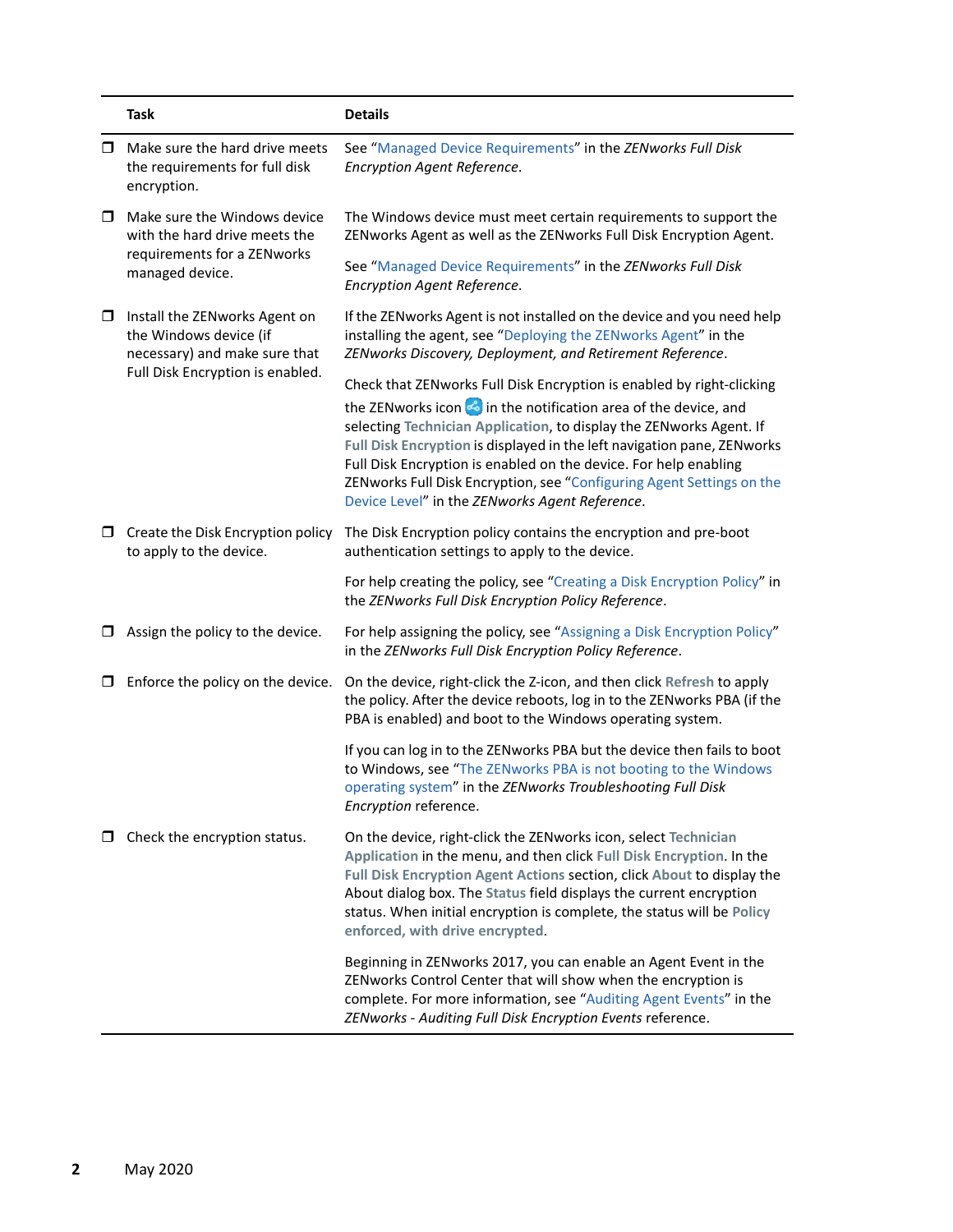| | Task | Details |
|---|---|---|
| ☐ | Make sure the hard drive meets the requirements for full disk encryption. | See "Managed Device Requirements" in the *ZENworks Full Disk Encryption Agent Reference*. |
| ☐ | Make sure the Windows device with the hard drive meets the requirements for a ZENworks managed device. | The Windows device must meet certain requirements to support the ZENworks Agent as well as the ZENworks Full Disk Encryption Agent.<br><br>See "Managed Device Requirements" in the *ZENworks Full Disk Encryption Agent Reference*. |
| ☐ | Install the ZENworks Agent on the Windows device (if necessary) and make sure that Full Disk Encryption is enabled. | If the ZENworks Agent is not installed on the device and you need help installing the agent, see "Deploying the ZENworks Agent" in the *ZENworks Discovery, Deployment, and Retirement Reference*.<br><br>Check that ZENworks Full Disk Encryption is enabled by right-clicking the ZENworks icon in the notification area of the device, and selecting **Technician Application**, to display the ZENworks Agent. If **Full Disk Encryption** is displayed in the left navigation pane, ZENworks Full Disk Encryption is enabled on the device. For help enabling ZENworks Full Disk Encryption, see "Configuring Agent Settings on the Device Level" in the *ZENworks Agent Reference*. |
| ☐ | Create the Disk Encryption policy to apply to the device. | The Disk Encryption policy contains the encryption and pre-boot authentication settings to apply to the device.<br><br>For help creating the policy, see "Creating a Disk Encryption Policy" in the *ZENworks Full Disk Encryption Policy Reference*. |
| ☐ | Assign the policy to the device. | For help assigning the policy, see "Assigning a Disk Encryption Policy" in the *ZENworks Full Disk Encryption Policy Reference*. |
| ☐ | Enforce the policy on the device. | On the device, right-click the Z-icon, and then click **Refresh** to apply the policy. After the device reboots, log in to the ZENworks PBA (if the PBA is enabled) and boot to the Windows operating system.<br><br>If you can log in to the ZENworks PBA but the device then fails to boot to Windows, see "The ZENworks PBA is not booting to the Windows operating system" in the *ZENworks Troubleshooting Full Disk Encryption* reference. |
| ☐ | Check the encryption status. | On the device, right-click the ZENworks icon, select **Technician Application** in the menu, and then click **Full Disk Encryption**. In the **Full Disk Encryption Agent Actions** section, click **About** to display the About dialog box. The **Status** field displays the current encryption status. When initial encryption is complete, the status will be **Policy enforced, with drive encrypted**.<br><br>Beginning in ZENworks 2017, you can enable an Agent Event in the ZENworks Control Center that will show when the encryption is complete. For more information, see "Auditing Agent Events" in the *ZENworks - Auditing Full Disk Encryption Events* reference. |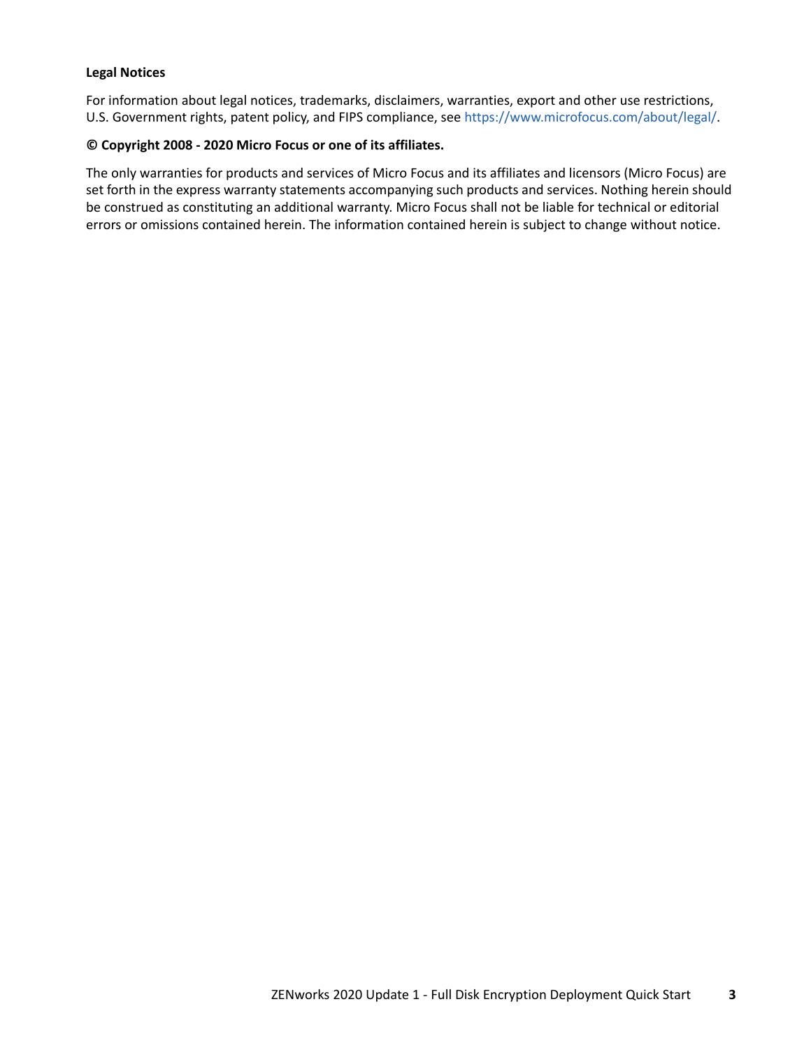**Legal Notices**

For information about legal notices, trademarks, disclaimers, warranties, export and other use restrictions, U.S. Government rights, patent policy, and FIPS compliance, see https://www.microfocus.com/about/legal/.

**© Copyright 2008 - 2020 Micro Focus or one of its affiliates.**

The only warranties for products and services of Micro Focus and its affiliates and licensors (Micro Focus) are set forth in the express warranty statements accompanying such products and services. Nothing herein should be construed as constituting an additional warranty. Micro Focus shall not be liable for technical or editorial errors or omissions contained herein. The information contained herein is subject to change without notice.